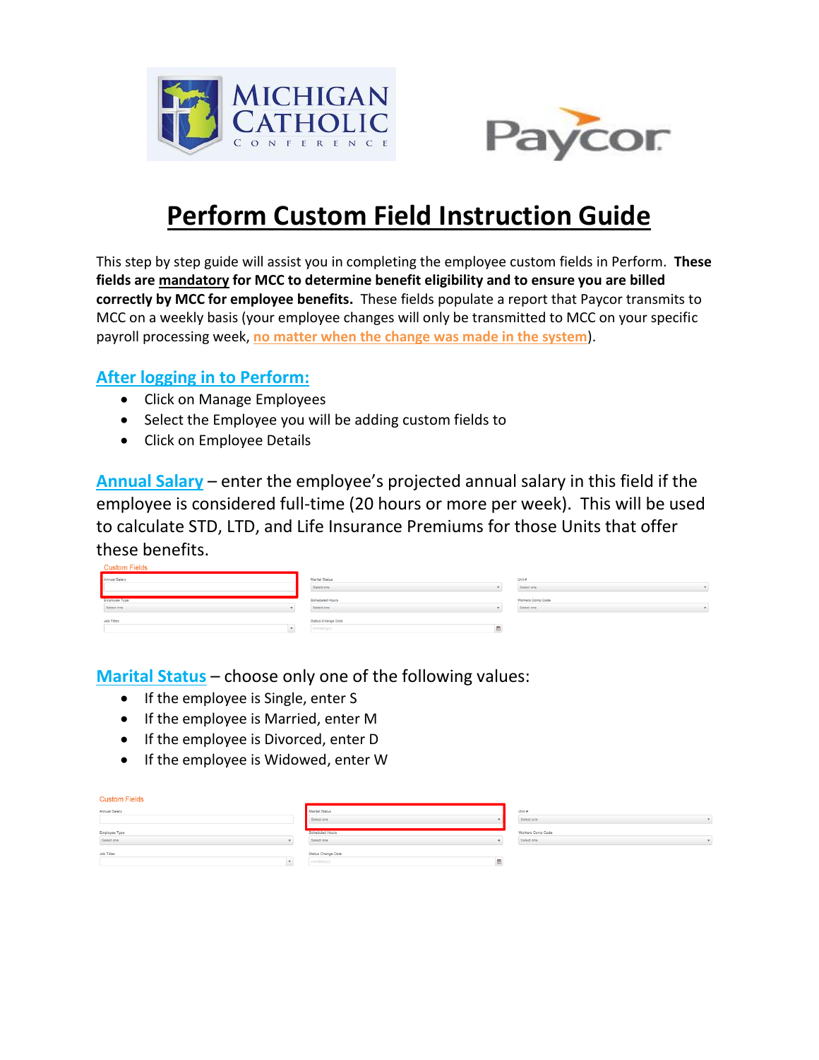# Perform Custom Field Instruction Guide

This step by step guide will assist you in completing the employee custom fields in Perform. **These fields are mandatory for MCC to determine benefit eligibility and to ensure you are billed correctly by MCC for employee benefits.** These fields populate a report that Paycor transmits to MCC on a weekly basis (your employee changes will only be transmitted to MCC on your specific payroll processing week, no matter when the change was made in the system).

## After logging in to Perform:

- Click on Manage Employees
- Select the Employee you will be adding custom fields to
- Click on Employee Details

**Annual Salary** – enter the employee's projected annual salary in this field if the employee is considered full-time (20 hours or more per week). This will be used to calculate STD, LTD, and Life Insurance Premiums for those Units that offer these benefits.

Custom Fields

| Annual Salary | Marital Status | Unit # |
|---|---|---|
| | Select one | Select one |
| **Employee Type** | **Scheduled Hours** | **Workers Comp Code** |
| Select one | Select one | Select one |
| **Job Titles** | **Status Change Date** | |
| | mm/dd/yyyy | |

**Marital Status** – choose only one of the following values:

- If the employee is Single, enter S
- If the employee is Married, enter M
- If the employee is Divorced, enter D
- If the employee is Widowed, enter W

Custom Fields

| Annual Salary | Marital Status | Unit # |
|---|---|---|
| | Select one | Select one |
| **Employee Type** | **Scheduled Hours** | **Workers Comp Code** |
| Select one | Select one | Select one |
| **Job Titles** | **Status Change Date** | |
| | mm/dd/yyyy | |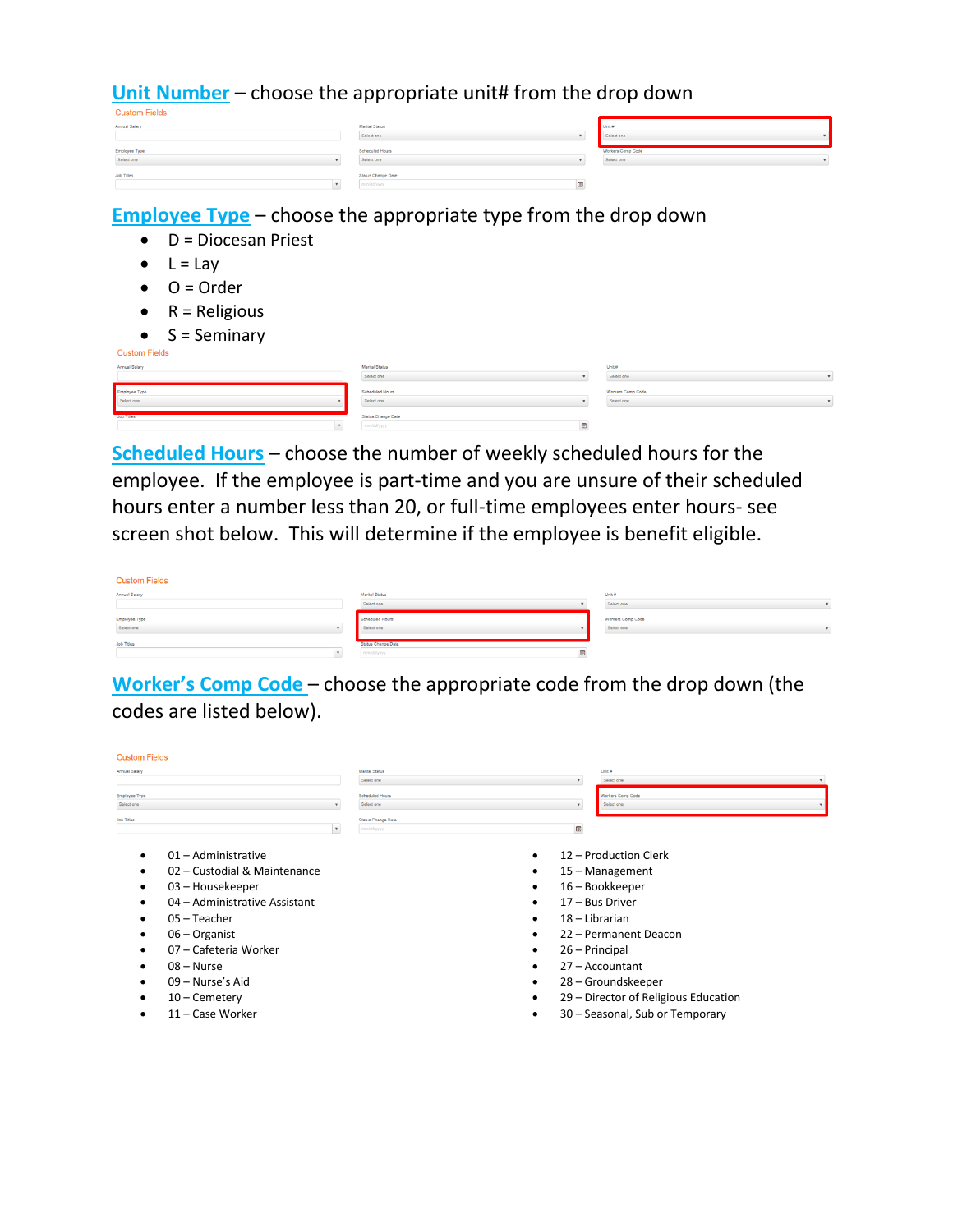**Unit Number** – choose the appropriate unit# from the drop down

**Employee Type** – choose the appropriate type from the drop down

- D = Diocesan Priest
- L = Lay
- O = Order
- R = Religious
- S = Seminary

**Scheduled Hours** – choose the number of weekly scheduled hours for the employee. If the employee is part-time and you are unsure of their scheduled hours enter a number less than 20, or full-time employees enter hours- see screen shot below. This will determine if the employee is benefit eligible.

**Worker's Comp Code** – choose the appropriate code from the drop down (the codes are listed below).

- 01 – Administrative
- 02 – Custodial & Maintenance
- 03 – Housekeeper
- 04 – Administrative Assistant
- 05 – Teacher
- 06 – Organist
- 07 – Cafeteria Worker
- 08 – Nurse
- 09 – Nurse's Aid
- 10 – Cemetery
- 11 – Case Worker
- 12 – Production Clerk
- 15 – Management
- 16 – Bookkeeper
- 17 – Bus Driver
- 18 – Librarian
- 22 – Permanent Deacon
- 26 – Principal
- 27 – Accountant
- 28 – Groundskeeper
- 29 – Director of Religious Education
- 30 – Seasonal, Sub or Temporary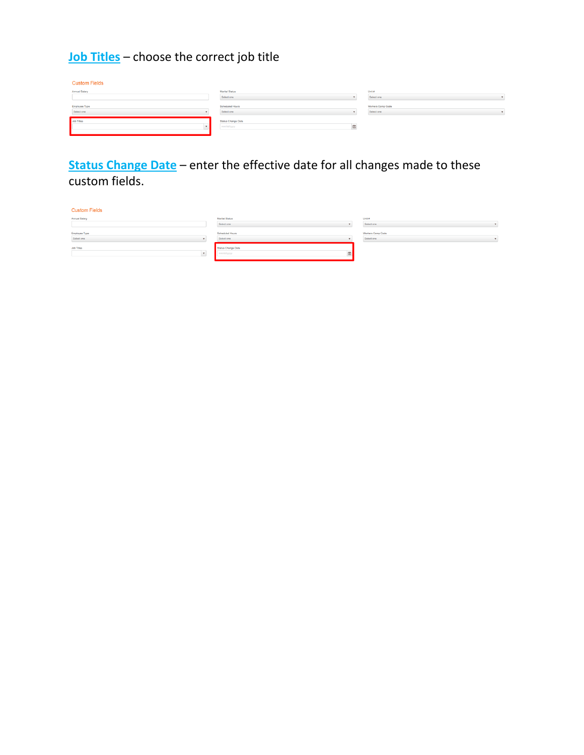**Job Titles** – choose the correct job title

Custom Fields

Annual Salary

Marital Status

Select one

Unit #

Select one

Employee Type

Select one

Scheduled Hours

Select one

Workers Comp Code

Select one

Job Titles

Status Change Date

**Status Change Date** – enter the effective date for all changes made to these custom fields.

Custom Fields

Annual Salary

Marital Status

Select one

Unit #

Select one

Employee Type

Select one

Scheduled Hours

Select one

Workers Comp Code

Select one

Job Titles

Status Change Date